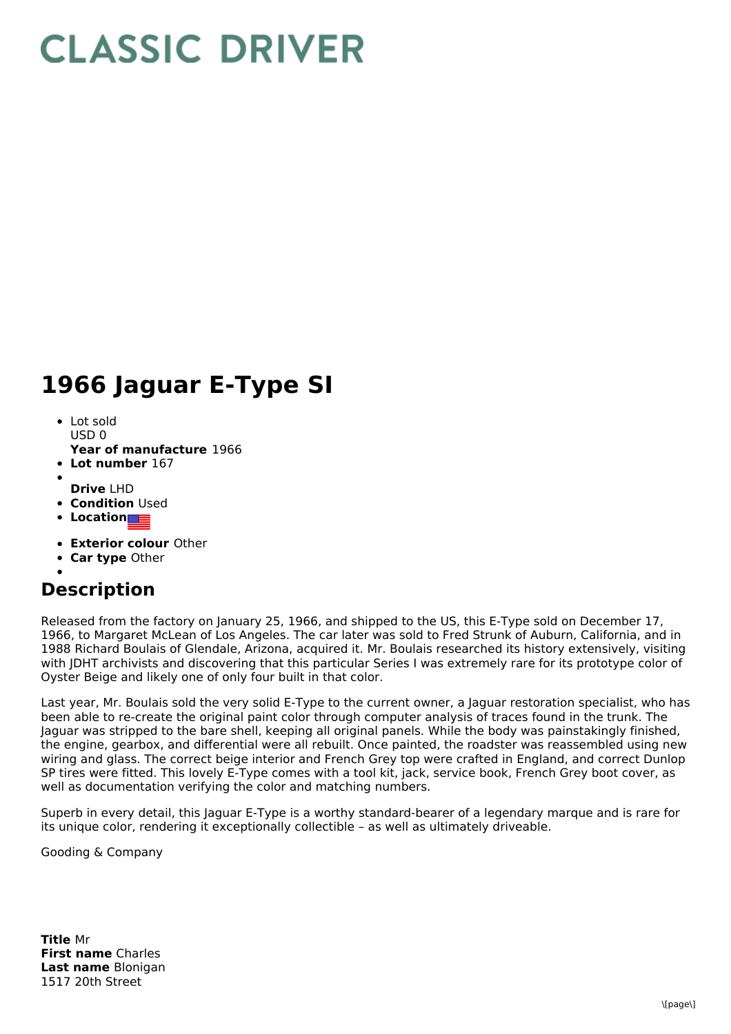# CLASSIC DRIVER

# 1966 Jaguar E-Type SI

- Lot sold
  USD 0
  **Year of manufacture** 1966
- **Lot number** 167
- 
  **Drive** LHD
- **Condition** Used
- **Location**
- **Exterior colour** Other
- **Car type** Other
- 

## Description

Released from the factory on January 25, 1966, and shipped to the US, this E-Type sold on December 17, 1966, to Margaret McLean of Los Angeles. The car later was sold to Fred Strunk of Auburn, California, and in 1988 Richard Boulais of Glendale, Arizona, acquired it. Mr. Boulais researched its history extensively, visiting with JDHT archivists and discovering that this particular Series I was extremely rare for its prototype color of Oyster Beige and likely one of only four built in that color.

Last year, Mr. Boulais sold the very solid E-Type to the current owner, a Jaguar restoration specialist, who has been able to re-create the original paint color through computer analysis of traces found in the trunk. The Jaguar was stripped to the bare shell, keeping all original panels. While the body was painstakingly finished, the engine, gearbox, and differential were all rebuilt. Once painted, the roadster was reassembled using new wiring and glass. The correct beige interior and French Grey top were crafted in England, and correct Dunlop SP tires were fitted. This lovely E-Type comes with a tool kit, jack, service book, French Grey boot cover, as well as documentation verifying the color and matching numbers.

Superb in every detail, this Jaguar E-Type is a worthy standard-bearer of a legendary marque and is rare for its unique color, rendering it exceptionally collectible – as well as ultimately driveable.

Gooding & Company

**Title** Mr
**First name** Charles
**Last name** Blonigan
1517 20th Street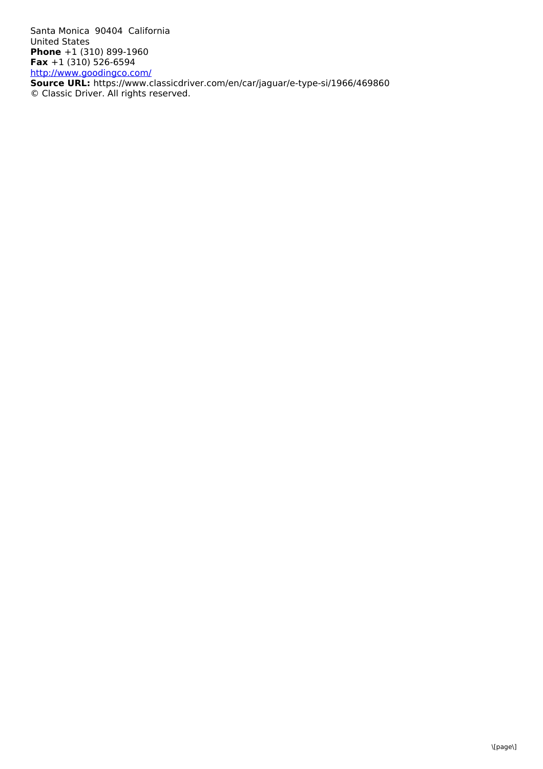Santa Monica 90404 California
United States
**Phone** +1 (310) 899-1960
**Fax** +1 (310) 526-6594
[http://www.goodingco.com/](http://www.goodingco.com/)
**Source URL:** https://www.classicdriver.com/en/car/jaguar/e-type-si/1966/469860
© Classic Driver. All rights reserved.